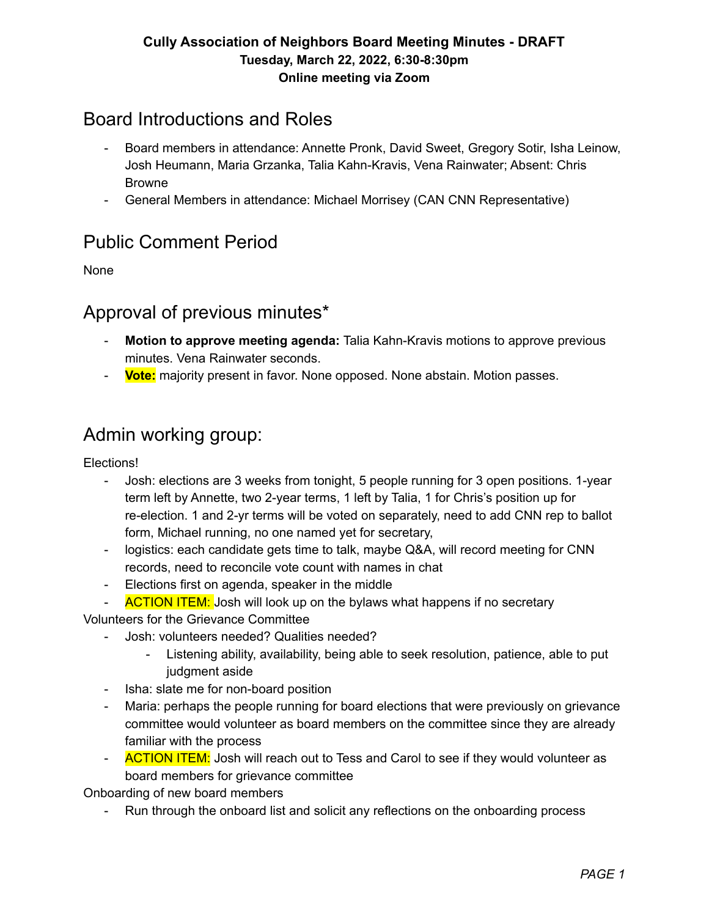**Cully Association of Neighbors Board Meeting Minutes - DRAFT**
**Tuesday, March 22, 2022, 6:30-8:30pm**
**Online meeting via Zoom**

# Board Introductions and Roles

- Board members in attendance: Annette Pronk, David Sweet, Gregory Sotir, Isha Leinow, Josh Heumann, Maria Grzanka, Talia Kahn-Kravis, Vena Rainwater; Absent: Chris Browne
- General Members in attendance: Michael Morrisey (CAN CNN Representative)

# Public Comment Period

None

# Approval of previous minutes*

- **Motion to approve meeting agenda:** Talia Kahn-Kravis motions to approve previous minutes. Vena Rainwater seconds.
- **Vote:** majority present in favor. None opposed. None abstain. Motion passes.

# Admin working group:

Elections!

- Josh: elections are 3 weeks from tonight, 5 people running for 3 open positions. 1-year term left by Annette, two 2-year terms, 1 left by Talia, 1 for Chris's position up for re-election. 1 and 2-yr terms will be voted on separately, need to add CNN rep to ballot form, Michael running, no one named yet for secretary,
- logistics: each candidate gets time to talk, maybe Q&A, will record meeting for CNN records, need to reconcile vote count with names in chat
- Elections first on agenda, speaker in the middle
- ACTION ITEM: Josh will look up on the bylaws what happens if no secretary

Volunteers for the Grievance Committee

- Josh: volunteers needed? Qualities needed?
  - Listening ability, availability, being able to seek resolution, patience, able to put judgment aside
- Isha: slate me for non-board position
- Maria: perhaps the people running for board elections that were previously on grievance committee would volunteer as board members on the committee since they are already familiar with the process
- ACTION ITEM: Josh will reach out to Tess and Carol to see if they would volunteer as board members for grievance committee

Onboarding of new board members

- Run through the onboard list and solicit any reflections on the onboarding process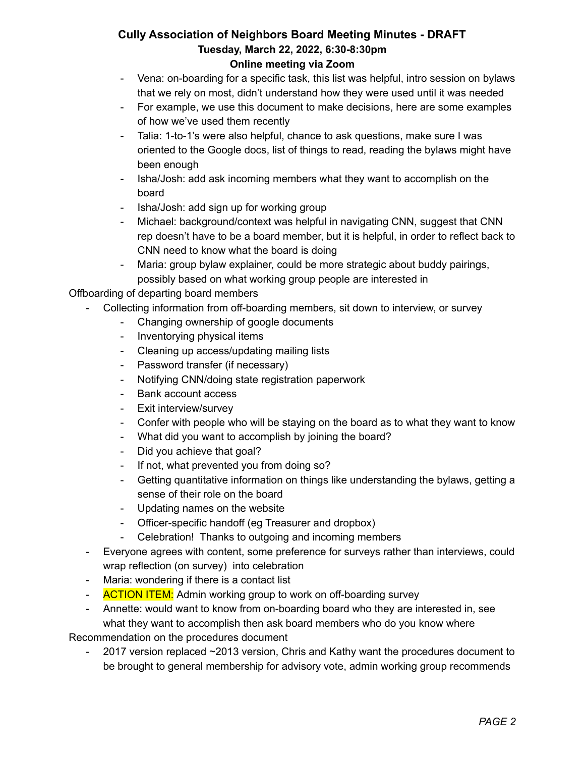# Cully Association of Neighbors Board Meeting Minutes - DRAFT

**Tuesday, March 22, 2022, 6:30-8:30pm**

**Online meeting via Zoom**

    - Vena: on-boarding for a specific task, this list was helpful, intro session on bylaws that we rely on most, didn't understand how they were used until it was needed
    - For example, we use this document to make decisions, here are some examples of how we've used them recently
    - Talia: 1-to-1's were also helpful, chance to ask questions, make sure I was oriented to the Google docs, list of things to read, reading the bylaws might have been enough
    - Isha/Josh: add ask incoming members what they want to accomplish on the board
    - Isha/Josh: add sign up for working group
    - Michael: background/context was helpful in navigating CNN, suggest that CNN rep doesn't have to be a board member, but it is helpful, in order to reflect back to CNN need to know what the board is doing
    - Maria: group bylaw explainer, could be more strategic about buddy pairings, possibly based on what working group people are interested in

Offboarding of departing board members

- Collecting information from off-boarding members, sit down to interview, or survey
    - Changing ownership of google documents
    - Inventorying physical items
    - Cleaning up access/updating mailing lists
    - Password transfer (if necessary)
    - Notifying CNN/doing state registration paperwork
    - Bank account access
    - Exit interview/survey
    - Confer with people who will be staying on the board as to what they want to know
    - What did you want to accomplish by joining the board?
    - Did you achieve that goal?
    - If not, what prevented you from doing so?
    - Getting quantitative information on things like understanding the bylaws, getting a sense of their role on the board
    - Updating names on the website
    - Officer-specific handoff (eg Treasurer and dropbox)
    - Celebration! Thanks to outgoing and incoming members
- Everyone agrees with content, some preference for surveys rather than interviews, could wrap reflection (on survey) into celebration
- Maria: wondering if there is a contact list
- ACTION ITEM: Admin working group to work on off-boarding survey
- Annette: would want to know from on-boarding board who they are interested in, see what they want to accomplish then ask board members who do you know where

Recommendation on the procedures document

- 2017 version replaced ~2013 version, Chris and Kathy want the procedures document to be brought to general membership for advisory vote, admin working group recommends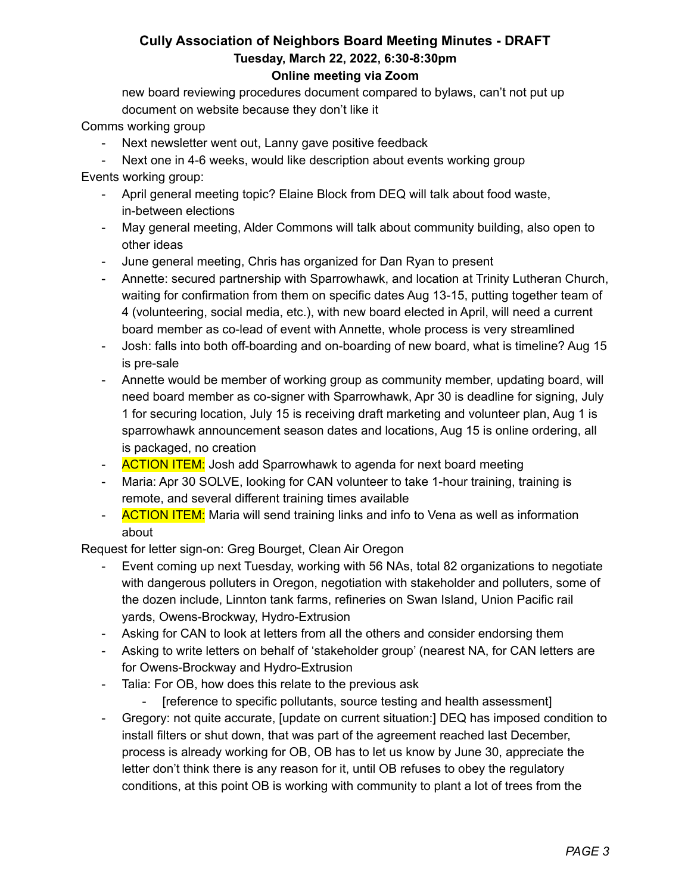new board reviewing procedures document compared to bylaws, can't not put up document on website because they don't like it

Comms working group

- Next newsletter went out, Lanny gave positive feedback
- Next one in 4-6 weeks, would like description about events working group

Events working group:

- April general meeting topic? Elaine Block from DEQ will talk about food waste, in-between elections
- May general meeting, Alder Commons will talk about community building, also open to other ideas
- June general meeting, Chris has organized for Dan Ryan to present
- Annette: secured partnership with Sparrowhawk, and location at Trinity Lutheran Church, waiting for confirmation from them on specific dates Aug 13-15, putting together team of 4 (volunteering, social media, etc.), with new board elected in April, will need a current board member as co-lead of event with Annette, whole process is very streamlined
- Josh: falls into both off-boarding and on-boarding of new board, what is timeline? Aug 15 is pre-sale
- Annette would be member of working group as community member, updating board, will need board member as co-signer with Sparrowhawk, Apr 30 is deadline for signing, July 1 for securing location, July 15 is receiving draft marketing and volunteer plan, Aug 1 is sparrowhawk announcement season dates and locations, Aug 15 is online ordering, all is packaged, no creation
- ACTION ITEM: Josh add Sparrowhawk to agenda for next board meeting
- Maria: Apr 30 SOLVE, looking for CAN volunteer to take 1-hour training, training is remote, and several different training times available
- ACTION ITEM: Maria will send training links and info to Vena as well as information about

Request for letter sign-on: Greg Bourget, Clean Air Oregon

- Event coming up next Tuesday, working with 56 NAs, total 82 organizations to negotiate with dangerous polluters in Oregon, negotiation with stakeholder and polluters, some of the dozen include, Linnton tank farms, refineries on Swan Island, Union Pacific rail yards, Owens-Brockway, Hydro-Extrusion
- Asking for CAN to look at letters from all the others and consider endorsing them
- Asking to write letters on behalf of 'stakeholder group' (nearest NA, for CAN letters are for Owens-Brockway and Hydro-Extrusion
- Talia: For OB, how does this relate to the previous ask
    - [reference to specific pollutants, source testing and health assessment]
- Gregory: not quite accurate, [update on current situation:] DEQ has imposed condition to install filters or shut down, that was part of the agreement reached last December, process is already working for OB, OB has to let us know by June 30, appreciate the letter don't think there is any reason for it, until OB refuses to obey the regulatory conditions, at this point OB is working with community to plant a lot of trees from the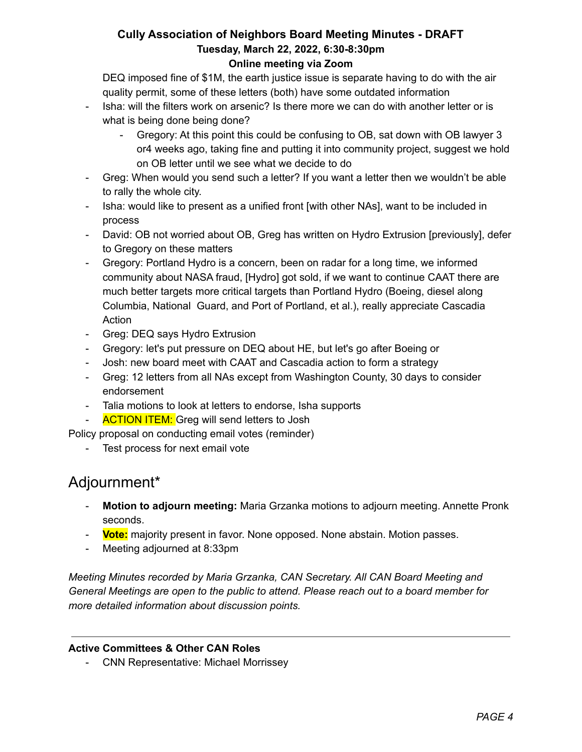DEQ imposed fine of $1M, the earth justice issue is separate having to do with the air quality permit, some of these letters (both) have some outdated information

- Isha: will the filters work on arsenic? Is there more we can do with another letter or is what is being done being done?
    - Gregory: At this point this could be confusing to OB, sat down with OB lawyer 3 or4 weeks ago, taking fine and putting it into community project, suggest we hold on OB letter until we see what we decide to do
- Greg: When would you send such a letter? If you want a letter then we wouldn't be able to rally the whole city.
- Isha: would like to present as a unified front [with other NAs], want to be included in process
- David: OB not worried about OB, Greg has written on Hydro Extrusion [previously], defer to Gregory on these matters
- Gregory: Portland Hydro is a concern, been on radar for a long time, we informed community about NASA fraud, [Hydro] got sold, if we want to continue CAAT there are much better targets more critical targets than Portland Hydro (Boeing, diesel along Columbia, National Guard, and Port of Portland, et al.), really appreciate Cascadia Action
- Greg: DEQ says Hydro Extrusion
- Gregory: let's put pressure on DEQ about HE, but let's go after Boeing or
- Josh: new board meet with CAAT and Cascadia action to form a strategy
- Greg: 12 letters from all NAs except from Washington County, 30 days to consider endorsement
- Talia motions to look at letters to endorse, Isha supports
- ACTION ITEM: Greg will send letters to Josh

Policy proposal on conducting email votes (reminder)

- Test process for next email vote

# Adjournment*

- **Motion to adjourn meeting:** Maria Grzanka motions to adjourn meeting. Annette Pronk seconds.
- **Vote:** majority present in favor. None opposed. None abstain. Motion passes.
- Meeting adjourned at 8:33pm

*Meeting Minutes recorded by Maria Grzanka, CAN Secretary. All CAN Board Meeting and General Meetings are open to the public to attend. Please reach out to a board member for more detailed information about discussion points.*

---

**Active Committees & Other CAN Roles**

- CNN Representative: Michael Morrissey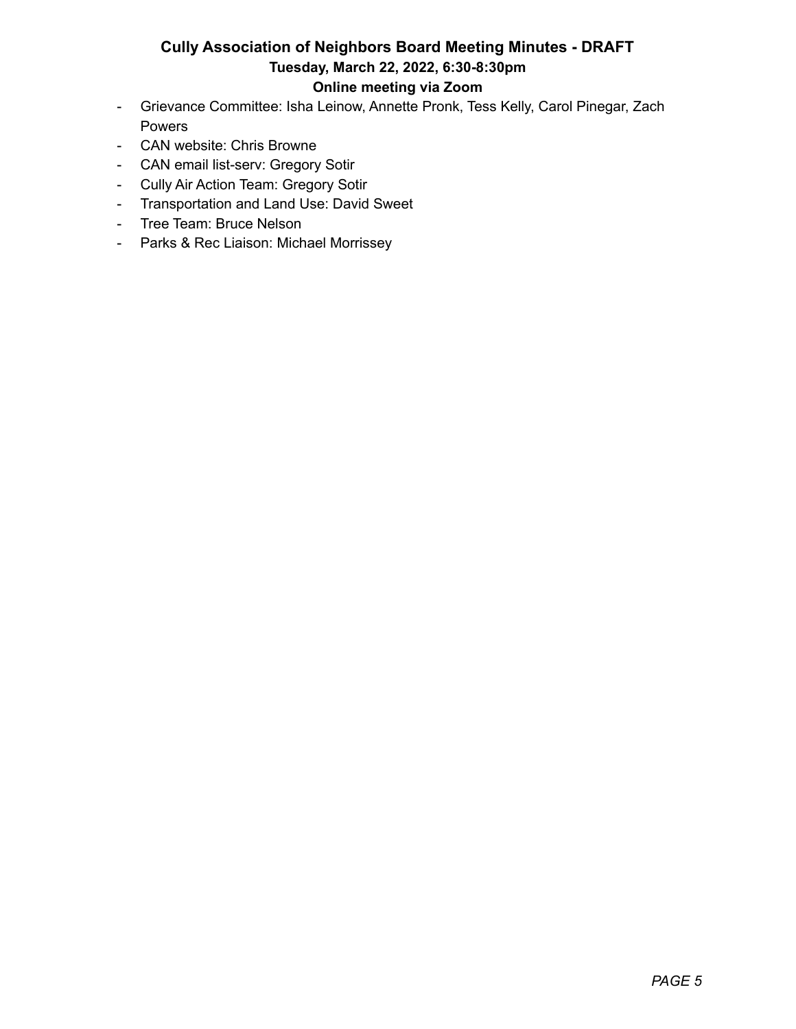- Grievance Committee: Isha Leinow, Annette Pronk, Tess Kelly, Carol Pinegar, Zach Powers
- CAN website: Chris Browne
- CAN email list-serv: Gregory Sotir
- Cully Air Action Team: Gregory Sotir
- Transportation and Land Use: David Sweet
- Tree Team: Bruce Nelson
- Parks & Rec Liaison: Michael Morrissey